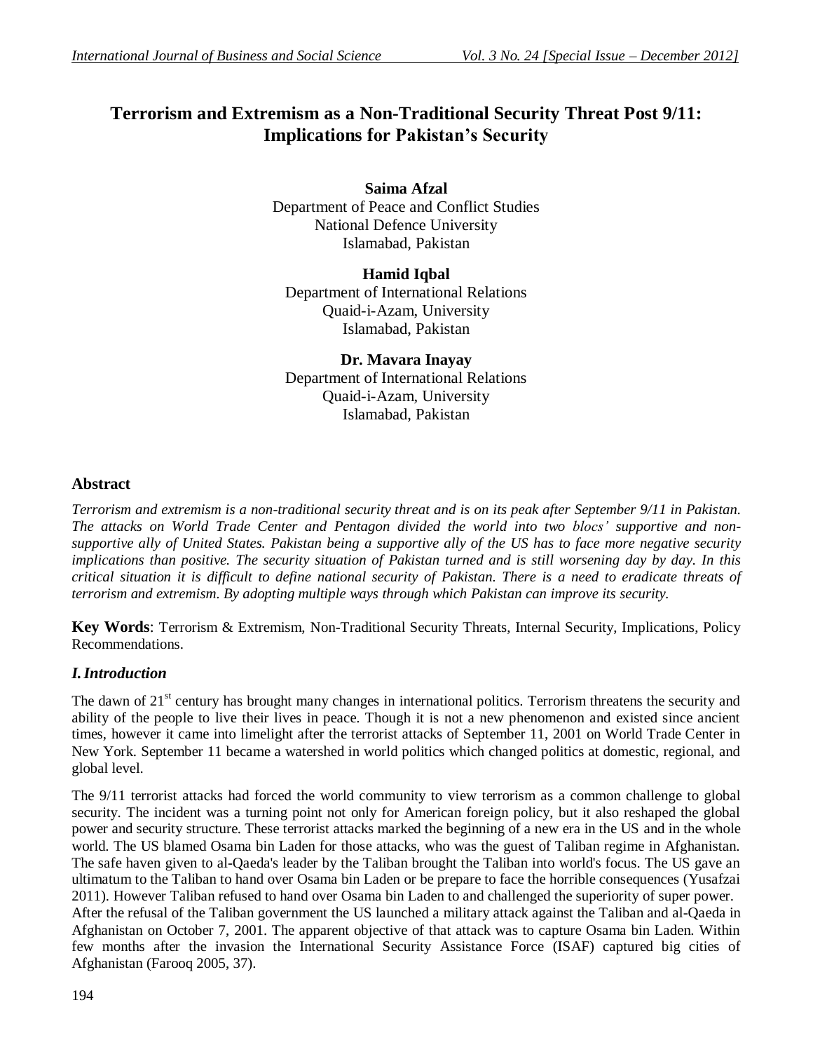# Terrorism and Extremism as a Non-Traditional Security Threat Post 9/11: Implications for Pakistan's Security

**Saima Afzal**
Department of Peace and Conflict Studies
National Defence University
Islamabad, Pakistan

**Hamid Iqbal**
Department of International Relations
Quaid-i-Azam, University
Islamabad, Pakistan

**Dr. Mavara Inayay**
Department of International Relations
Quaid-i-Azam, University
Islamabad, Pakistan

## Abstract

*Terrorism and extremism is a non-traditional security threat and is on its peak after September 9/11 in Pakistan. The attacks on World Trade Center and Pentagon divided the world into two blocs' supportive and non-supportive ally of United States. Pakistan being a supportive ally of the US has to face more negative security implications than positive. The security situation of Pakistan turned and is still worsening day by day. In this critical situation it is difficult to define national security of Pakistan. There is a need to eradicate threats of terrorism and extremism. By adopting multiple ways through which Pakistan can improve its security.*

**Key Words**: Terrorism & Extremism, Non-Traditional Security Threats, Internal Security, Implications, Policy Recommendations.

## *I. Introduction*

The dawn of 21st century has brought many changes in international politics. Terrorism threatens the security and ability of the people to live their lives in peace. Though it is not a new phenomenon and existed since ancient times, however it came into limelight after the terrorist attacks of September 11, 2001 on World Trade Center in New York. September 11 became a watershed in world politics which changed politics at domestic, regional, and global level.

The 9/11 terrorist attacks had forced the world community to view terrorism as a common challenge to global security. The incident was a turning point not only for American foreign policy, but it also reshaped the global power and security structure. These terrorist attacks marked the beginning of a new era in the US and in the whole world. The US blamed Osama bin Laden for those attacks, who was the guest of Taliban regime in Afghanistan. The safe haven given to al-Qaeda's leader by the Taliban brought the Taliban into world's focus. The US gave an ultimatum to the Taliban to hand over Osama bin Laden or be prepare to face the horrible consequences (Yusafzai 2011). However Taliban refused to hand over Osama bin Laden to and challenged the superiority of super power.

After the refusal of the Taliban government the US launched a military attack against the Taliban and al-Qaeda in Afghanistan on October 7, 2001. The apparent objective of that attack was to capture Osama bin Laden. Within few months after the invasion the International Security Assistance Force (ISAF) captured big cities of Afghanistan (Farooq 2005, 37).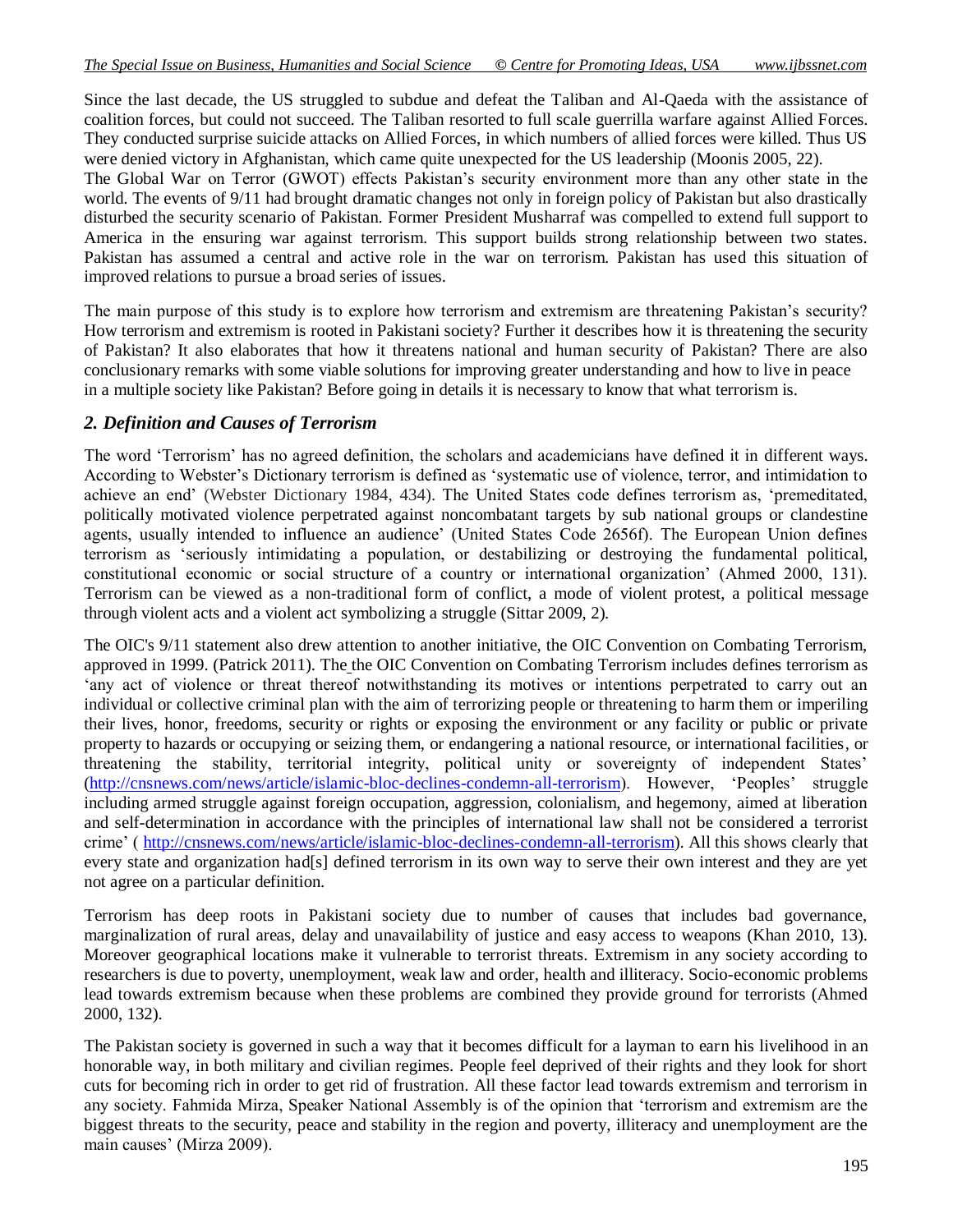Since the last decade, the US struggled to subdue and defeat the Taliban and Al-Qaeda with the assistance of coalition forces, but could not succeed. The Taliban resorted to full scale guerrilla warfare against Allied Forces. They conducted surprise suicide attacks on Allied Forces, in which numbers of allied forces were killed. Thus US were denied victory in Afghanistan, which came quite unexpected for the US leadership (Moonis 2005, 22).

The Global War on Terror (GWOT) effects Pakistan's security environment more than any other state in the world. The events of 9/11 had brought dramatic changes not only in foreign policy of Pakistan but also drastically disturbed the security scenario of Pakistan. Former President Musharraf was compelled to extend full support to America in the ensuring war against terrorism. This support builds strong relationship between two states. Pakistan has assumed a central and active role in the war on terrorism. Pakistan has used this situation of improved relations to pursue a broad series of issues.

The main purpose of this study is to explore how terrorism and extremism are threatening Pakistan's security? How terrorism and extremism is rooted in Pakistani society? Further it describes how it is threatening the security of Pakistan? It also elaborates that how it threatens national and human security of Pakistan? There are also conclusionary remarks with some viable solutions for improving greater understanding and how to live in peace in a multiple society like Pakistan? Before going in details it is necessary to know that what terrorism is.

## *2. Definition and Causes of Terrorism*

The word 'Terrorism' has no agreed definition, the scholars and academicians have defined it in different ways. According to Webster's Dictionary terrorism is defined as 'systematic use of violence, terror, and intimidation to achieve an end' (Webster Dictionary 1984, 434). The United States code defines terrorism as, 'premeditated, politically motivated violence perpetrated against noncombatant targets by sub national groups or clandestine agents, usually intended to influence an audience' (United States Code 2656f). The European Union defines terrorism as 'seriously intimidating a population, or destabilizing or destroying the fundamental political, constitutional economic or social structure of a country or international organization' (Ahmed 2000, 131). Terrorism can be viewed as a non-traditional form of conflict, a mode of violent protest, a political message through violent acts and a violent act symbolizing a struggle (Sittar 2009, 2).

The OIC's 9/11 statement also drew attention to another initiative, the OIC Convention on Combating Terrorism, approved in 1999. (Patrick 2011). The the OIC Convention on Combating Terrorism includes defines terrorism as 'any act of violence or threat thereof notwithstanding its motives or intentions perpetrated to carry out an individual or collective criminal plan with the aim of terrorizing people or threatening to harm them or imperiling their lives, honor, freedoms, security or rights or exposing the environment or any facility or public or private property to hazards or occupying or seizing them, or endangering a national resource, or international facilities, or threatening the stability, territorial integrity, political unity or sovereignty of independent States' (http://cnsnews.com/news/article/islamic-bloc-declines-condemn-all-terrorism). However, 'Peoples' struggle including armed struggle against foreign occupation, aggression, colonialism, and hegemony, aimed at liberation and self-determination in accordance with the principles of international law shall not be considered a terrorist crime' ( http://cnsnews.com/news/article/islamic-bloc-declines-condemn-all-terrorism). All this shows clearly that every state and organization had[s] defined terrorism in its own way to serve their own interest and they are yet not agree on a particular definition.

Terrorism has deep roots in Pakistani society due to number of causes that includes bad governance, marginalization of rural areas, delay and unavailability of justice and easy access to weapons (Khan 2010, 13). Moreover geographical locations make it vulnerable to terrorist threats. Extremism in any society according to researchers is due to poverty, unemployment, weak law and order, health and illiteracy. Socio-economic problems lead towards extremism because when these problems are combined they provide ground for terrorists (Ahmed 2000, 132).

The Pakistan society is governed in such a way that it becomes difficult for a layman to earn his livelihood in an honorable way, in both military and civilian regimes. People feel deprived of their rights and they look for short cuts for becoming rich in order to get rid of frustration. All these factor lead towards extremism and terrorism in any society. Fahmida Mirza, Speaker National Assembly is of the opinion that 'terrorism and extremism are the biggest threats to the security, peace and stability in the region and poverty, illiteracy and unemployment are the main causes' (Mirza 2009).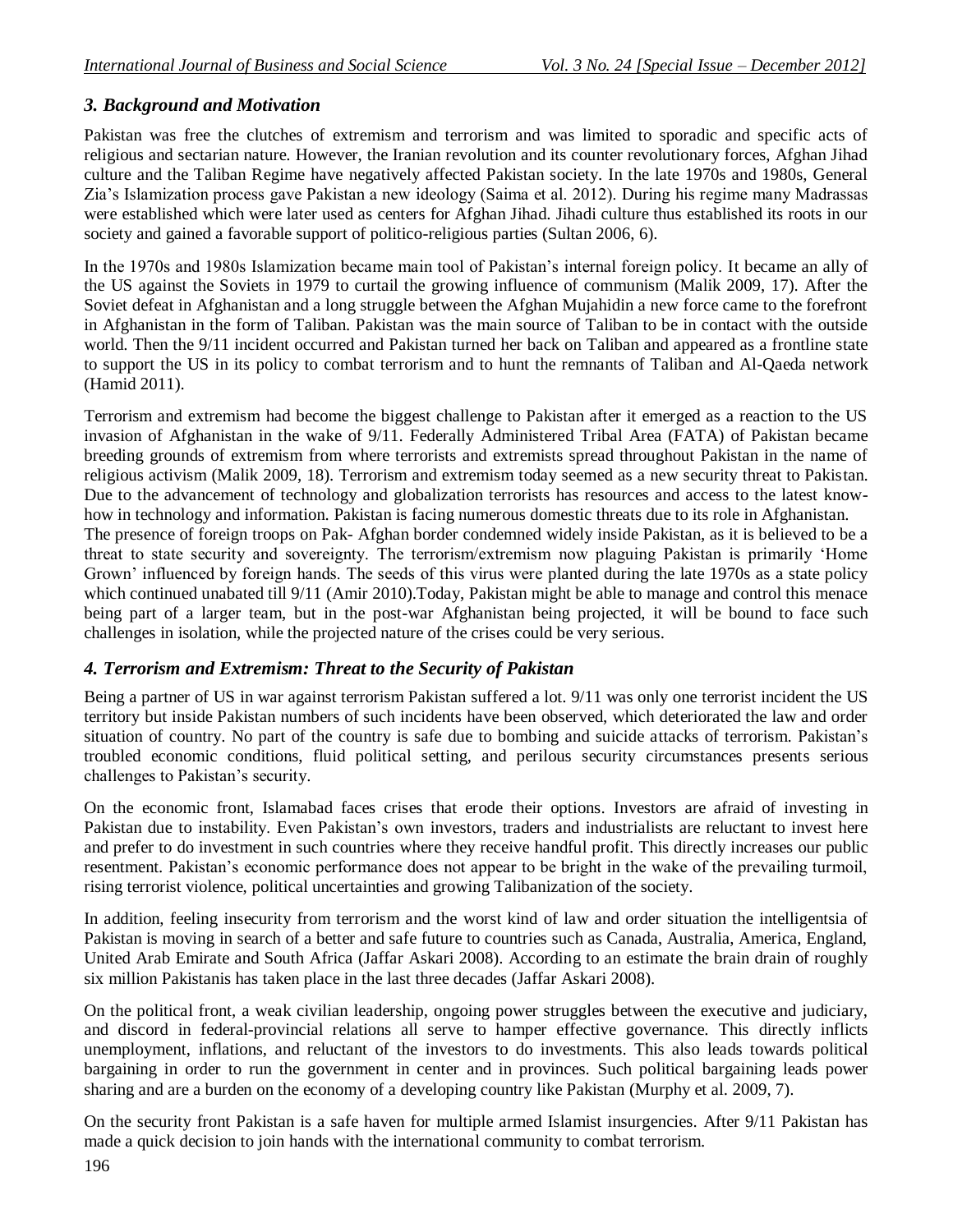### *3. Background and Motivation*

Pakistan was free the clutches of extremism and terrorism and was limited to sporadic and specific acts of religious and sectarian nature. However, the Iranian revolution and its counter revolutionary forces, Afghan Jihad culture and the Taliban Regime have negatively affected Pakistan society. In the late 1970s and 1980s, General Zia's Islamization process gave Pakistan a new ideology (Saima et al. 2012). During his regime many Madrassas were established which were later used as centers for Afghan Jihad. Jihadi culture thus established its roots in our society and gained a favorable support of politico-religious parties (Sultan 2006, 6).

In the 1970s and 1980s Islamization became main tool of Pakistan's internal foreign policy. It became an ally of the US against the Soviets in 1979 to curtail the growing influence of communism (Malik 2009, 17). After the Soviet defeat in Afghanistan and a long struggle between the Afghan Mujahidin a new force came to the forefront in Afghanistan in the form of Taliban. Pakistan was the main source of Taliban to be in contact with the outside world. Then the 9/11 incident occurred and Pakistan turned her back on Taliban and appeared as a frontline state to support the US in its policy to combat terrorism and to hunt the remnants of Taliban and Al-Qaeda network (Hamid 2011).

Terrorism and extremism had become the biggest challenge to Pakistan after it emerged as a reaction to the US invasion of Afghanistan in the wake of 9/11. Federally Administered Tribal Area (FATA) of Pakistan became breeding grounds of extremism from where terrorists and extremists spread throughout Pakistan in the name of religious activism (Malik 2009, 18). Terrorism and extremism today seemed as a new security threat to Pakistan. Due to the advancement of technology and globalization terrorists has resources and access to the latest know-how in technology and information. Pakistan is facing numerous domestic threats due to its role in Afghanistan. The presence of foreign troops on Pak- Afghan border condemned widely inside Pakistan, as it is believed to be a threat to state security and sovereignty. The terrorism/extremism now plaguing Pakistan is primarily 'Home Grown' influenced by foreign hands. The seeds of this virus were planted during the late 1970s as a state policy which continued unabated till 9/11 (Amir 2010).Today, Pakistan might be able to manage and control this menace being part of a larger team, but in the post-war Afghanistan being projected, it will be bound to face such challenges in isolation, while the projected nature of the crises could be very serious.

### *4. Terrorism and Extremism: Threat to the Security of Pakistan*

Being a partner of US in war against terrorism Pakistan suffered a lot. 9/11 was only one terrorist incident the US territory but inside Pakistan numbers of such incidents have been observed, which deteriorated the law and order situation of country. No part of the country is safe due to bombing and suicide attacks of terrorism. Pakistan's troubled economic conditions, fluid political setting, and perilous security circumstances presents serious challenges to Pakistan's security.

On the economic front, Islamabad faces crises that erode their options. Investors are afraid of investing in Pakistan due to instability. Even Pakistan's own investors, traders and industrialists are reluctant to invest here and prefer to do investment in such countries where they receive handful profit. This directly increases our public resentment. Pakistan's economic performance does not appear to be bright in the wake of the prevailing turmoil, rising terrorist violence, political uncertainties and growing Talibanization of the society.

In addition, feeling insecurity from terrorism and the worst kind of law and order situation the intelligentsia of Pakistan is moving in search of a better and safe future to countries such as Canada, Australia, America, England, United Arab Emirate and South Africa (Jaffar Askari 2008). According to an estimate the brain drain of roughly six million Pakistanis has taken place in the last three decades (Jaffar Askari 2008).

On the political front, a weak civilian leadership, ongoing power struggles between the executive and judiciary, and discord in federal-provincial relations all serve to hamper effective governance. This directly inflicts unemployment, inflations, and reluctant of the investors to do investments. This also leads towards political bargaining in order to run the government in center and in provinces. Such political bargaining leads power sharing and are a burden on the economy of a developing country like Pakistan (Murphy et al. 2009, 7).

On the security front Pakistan is a safe haven for multiple armed Islamist insurgencies. After 9/11 Pakistan has made a quick decision to join hands with the international community to combat terrorism.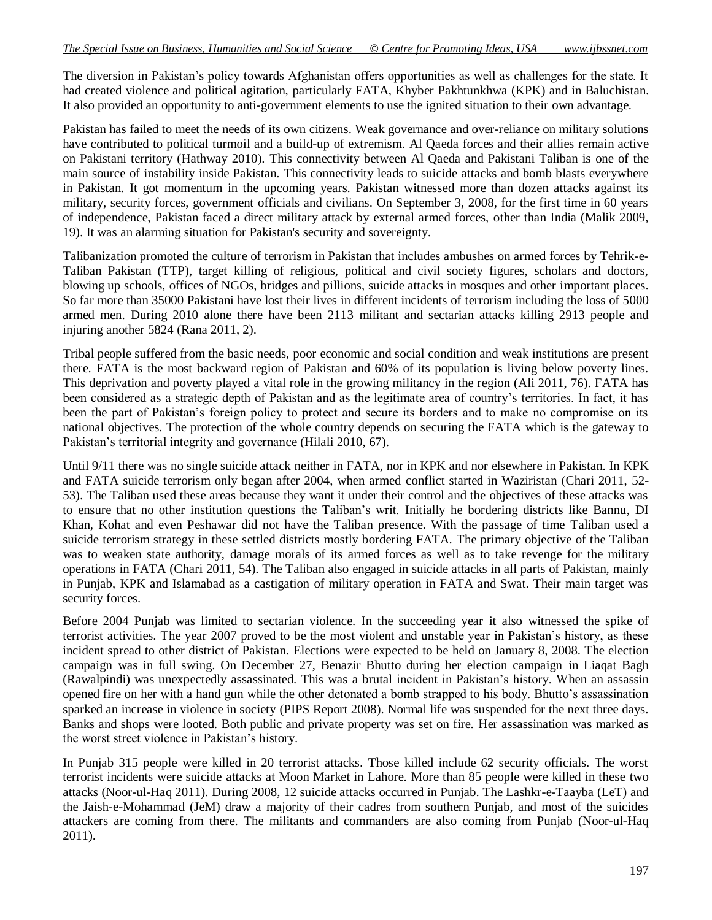The diversion in Pakistan's policy towards Afghanistan offers opportunities as well as challenges for the state. It had created violence and political agitation, particularly FATA, Khyber Pakhtunkhwa (KPK) and in Baluchistan. It also provided an opportunity to anti-government elements to use the ignited situation to their own advantage.

Pakistan has failed to meet the needs of its own citizens. Weak governance and over-reliance on military solutions have contributed to political turmoil and a build-up of extremism. Al Qaeda forces and their allies remain active on Pakistani territory (Hathway 2010). This connectivity between Al Qaeda and Pakistani Taliban is one of the main source of instability inside Pakistan. This connectivity leads to suicide attacks and bomb blasts everywhere in Pakistan. It got momentum in the upcoming years. Pakistan witnessed more than dozen attacks against its military, security forces, government officials and civilians. On September 3, 2008, for the first time in 60 years of independence, Pakistan faced a direct military attack by external armed forces, other than India (Malik 2009, 19). It was an alarming situation for Pakistan's security and sovereignty.

Talibanization promoted the culture of terrorism in Pakistan that includes ambushes on armed forces by Tehrik-e-Taliban Pakistan (TTP), target killing of religious, political and civil society figures, scholars and doctors, blowing up schools, offices of NGOs, bridges and pillions, suicide attacks in mosques and other important places. So far more than 35000 Pakistani have lost their lives in different incidents of terrorism including the loss of 5000 armed men. During 2010 alone there have been 2113 militant and sectarian attacks killing 2913 people and injuring another 5824 (Rana 2011, 2).

Tribal people suffered from the basic needs, poor economic and social condition and weak institutions are present there. FATA is the most backward region of Pakistan and 60% of its population is living below poverty lines. This deprivation and poverty played a vital role in the growing militancy in the region (Ali 2011, 76). FATA has been considered as a strategic depth of Pakistan and as the legitimate area of country's territories. In fact, it has been the part of Pakistan's foreign policy to protect and secure its borders and to make no compromise on its national objectives. The protection of the whole country depends on securing the FATA which is the gateway to Pakistan's territorial integrity and governance (Hilali 2010, 67).

Until 9/11 there was no single suicide attack neither in FATA, nor in KPK and nor elsewhere in Pakistan. In KPK and FATA suicide terrorism only began after 2004, when armed conflict started in Waziristan (Chari 2011, 52-53). The Taliban used these areas because they want it under their control and the objectives of these attacks was to ensure that no other institution questions the Taliban's writ. Initially he bordering districts like Bannu, DI Khan, Kohat and even Peshawar did not have the Taliban presence. With the passage of time Taliban used a suicide terrorism strategy in these settled districts mostly bordering FATA. The primary objective of the Taliban was to weaken state authority, damage morals of its armed forces as well as to take revenge for the military operations in FATA (Chari 2011, 54). The Taliban also engaged in suicide attacks in all parts of Pakistan, mainly in Punjab, KPK and Islamabad as a castigation of military operation in FATA and Swat. Their main target was security forces.

Before 2004 Punjab was limited to sectarian violence. In the succeeding year it also witnessed the spike of terrorist activities. The year 2007 proved to be the most violent and unstable year in Pakistan's history, as these incident spread to other district of Pakistan. Elections were expected to be held on January 8, 2008. The election campaign was in full swing. On December 27, Benazir Bhutto during her election campaign in Liaqat Bagh (Rawalpindi) was unexpectedly assassinated. This was a brutal incident in Pakistan's history. When an assassin opened fire on her with a hand gun while the other detonated a bomb strapped to his body. Bhutto's assassination sparked an increase in violence in society (PIPS Report 2008). Normal life was suspended for the next three days. Banks and shops were looted. Both public and private property was set on fire. Her assassination was marked as the worst street violence in Pakistan's history.

In Punjab 315 people were killed in 20 terrorist attacks. Those killed include 62 security officials. The worst terrorist incidents were suicide attacks at Moon Market in Lahore. More than 85 people were killed in these two attacks (Noor-ul-Haq 2011). During 2008, 12 suicide attacks occurred in Punjab. The Lashkr-e-Taayba (LeT) and the Jaish-e-Mohammad (JeM) draw a majority of their cadres from southern Punjab, and most of the suicides attackers are coming from there. The militants and commanders are also coming from Punjab (Noor-ul-Haq 2011).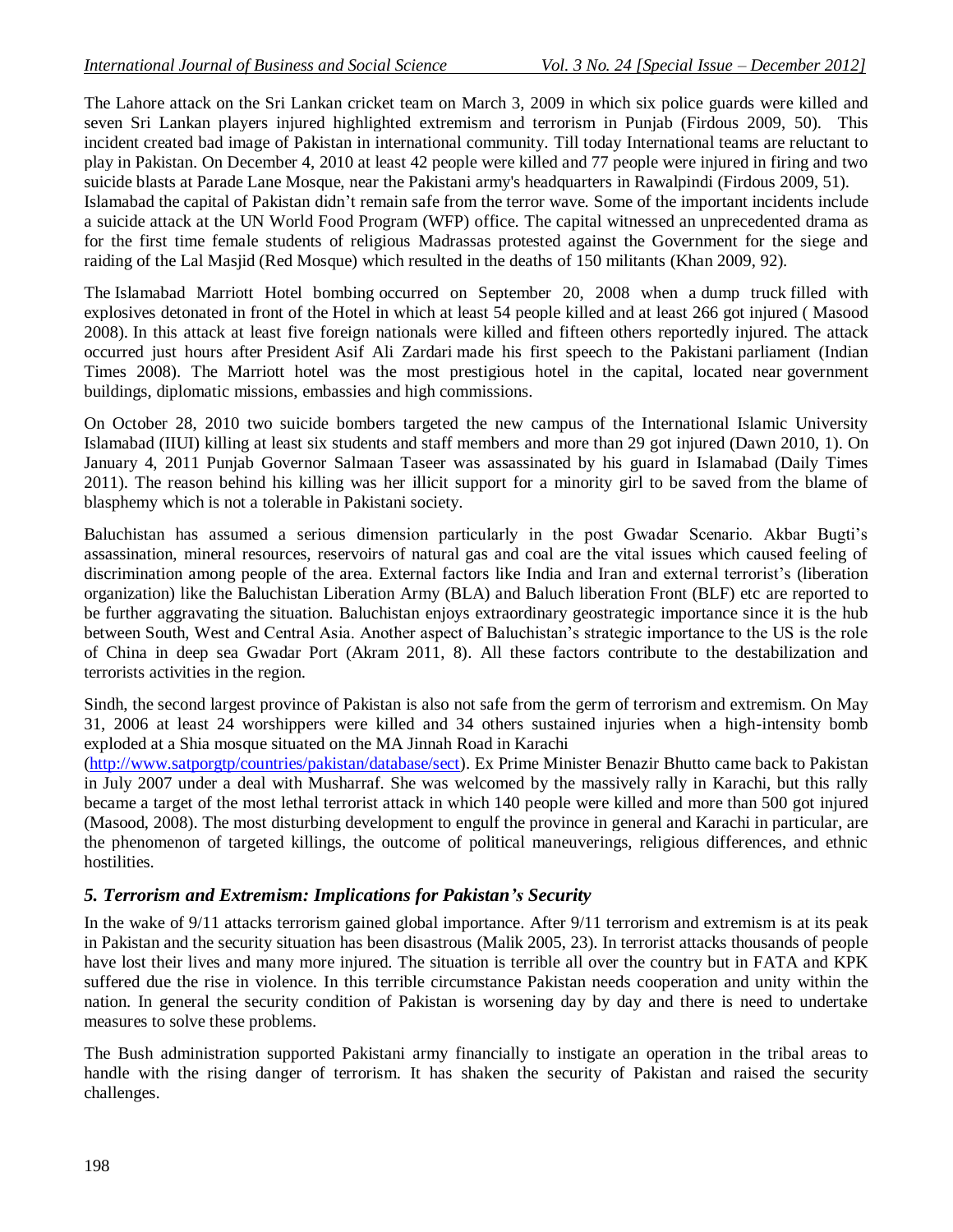The Lahore attack on the Sri Lankan cricket team on March 3, 2009 in which six police guards were killed and seven Sri Lankan players injured highlighted extremism and terrorism in Punjab (Firdous 2009, 50). This incident created bad image of Pakistan in international community. Till today International teams are reluctant to play in Pakistan. On December 4, 2010 at least 42 people were killed and 77 people were injured in firing and two suicide blasts at Parade Lane Mosque, near the Pakistani army's headquarters in Rawalpindi (Firdous 2009, 51).
Islamabad the capital of Pakistan didn't remain safe from the terror wave. Some of the important incidents include a suicide attack at the UN World Food Program (WFP) office. The capital witnessed an unprecedented drama as for the first time female students of religious Madrassas protested against the Government for the siege and raiding of the Lal Masjid (Red Mosque) which resulted in the deaths of 150 militants (Khan 2009, 92).

The Islamabad Marriott Hotel bombing occurred on September 20, 2008 when a dump truck filled with explosives detonated in front of the Hotel in which at least 54 people killed and at least 266 got injured ( Masood 2008). In this attack at least five foreign nationals were killed and fifteen others reportedly injured. The attack occurred just hours after President Asif Ali Zardari made his first speech to the Pakistani parliament (Indian Times 2008). The Marriott hotel was the most prestigious hotel in the capital, located near government buildings, diplomatic missions, embassies and high commissions.

On October 28, 2010 two suicide bombers targeted the new campus of the International Islamic University Islamabad (IIUI) killing at least six students and staff members and more than 29 got injured (Dawn 2010, 1). On January 4, 2011 Punjab Governor Salmaan Taseer was assassinated by his guard in Islamabad (Daily Times 2011). The reason behind his killing was her illicit support for a minority girl to be saved from the blame of blasphemy which is not a tolerable in Pakistani society.

Baluchistan has assumed a serious dimension particularly in the post Gwadar Scenario. Akbar Bugti's assassination, mineral resources, reservoirs of natural gas and coal are the vital issues which caused feeling of discrimination among people of the area. External factors like India and Iran and external terrorist's (liberation organization) like the Baluchistan Liberation Army (BLA) and Baluch liberation Front (BLF) etc are reported to be further aggravating the situation. Baluchistan enjoys extraordinary geostrategic importance since it is the hub between South, West and Central Asia. Another aspect of Baluchistan's strategic importance to the US is the role of China in deep sea Gwadar Port (Akram 2011, 8). All these factors contribute to the destabilization and terrorists activities in the region.

Sindh, the second largest province of Pakistan is also not safe from the germ of terrorism and extremism. On May 31, 2006 at least 24 worshippers were killed and 34 others sustained injuries when a high-intensity bomb exploded at a Shia mosque situated on the MA Jinnah Road in Karachi
(http://www.satporgtp/countries/pakistan/database/sect). Ex Prime Minister Benazir Bhutto came back to Pakistan in July 2007 under a deal with Musharraf. She was welcomed by the massively rally in Karachi, but this rally became a target of the most lethal terrorist attack in which 140 people were killed and more than 500 got injured (Masood, 2008). The most disturbing development to engulf the province in general and Karachi in particular, are the phenomenon of targeted killings, the outcome of political maneuverings, religious differences, and ethnic hostilities.

## *5. Terrorism and Extremism: Implications for Pakistan's Security*

In the wake of 9/11 attacks terrorism gained global importance. After 9/11 terrorism and extremism is at its peak in Pakistan and the security situation has been disastrous (Malik 2005, 23). In terrorist attacks thousands of people have lost their lives and many more injured. The situation is terrible all over the country but in FATA and KPK suffered due the rise in violence. In this terrible circumstance Pakistan needs cooperation and unity within the nation. In general the security condition of Pakistan is worsening day by day and there is need to undertake measures to solve these problems.

The Bush administration supported Pakistani army financially to instigate an operation in the tribal areas to handle with the rising danger of terrorism. It has shaken the security of Pakistan and raised the security challenges.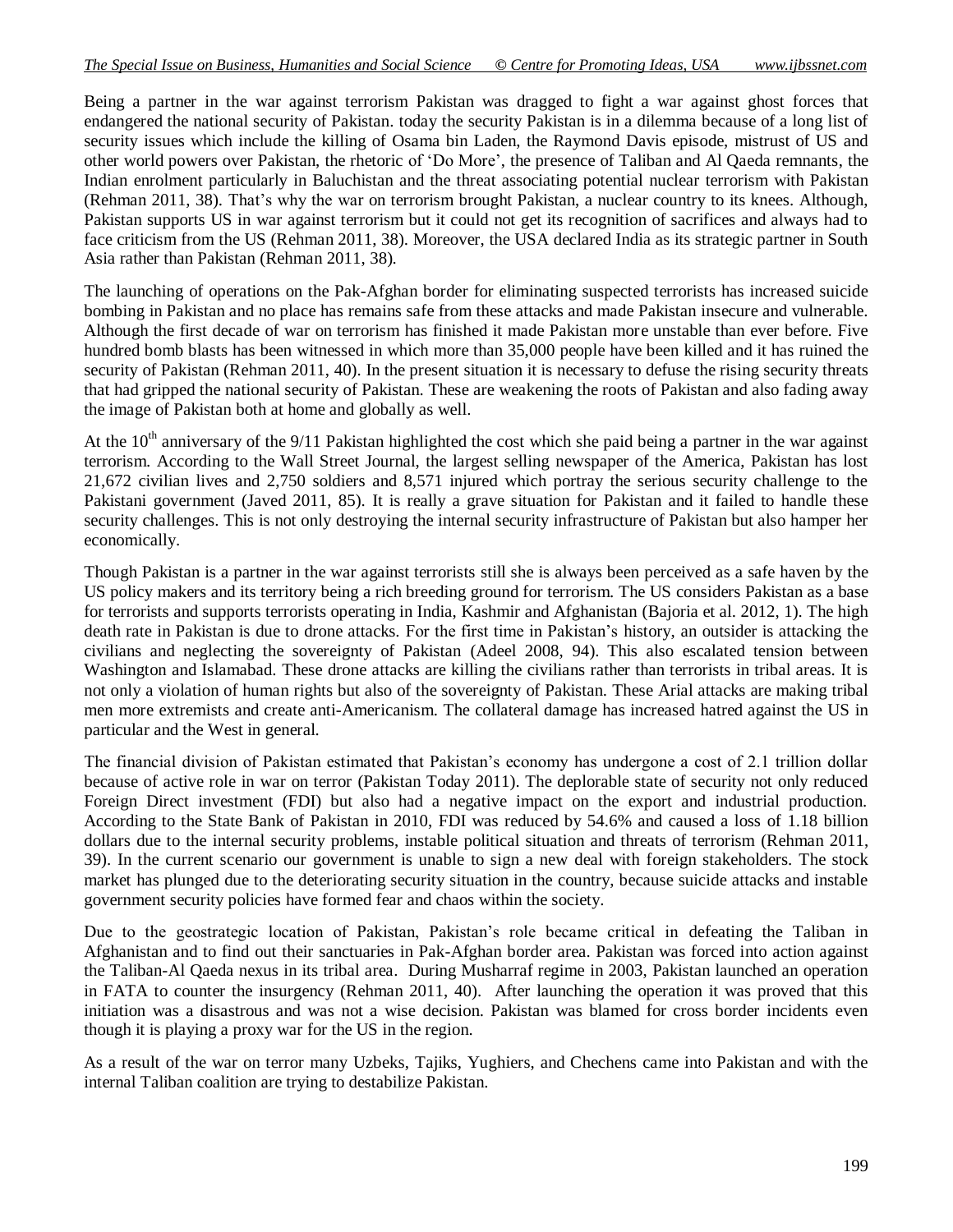Being a partner in the war against terrorism Pakistan was dragged to fight a war against ghost forces that endangered the national security of Pakistan. today the security Pakistan is in a dilemma because of a long list of security issues which include the killing of Osama bin Laden, the Raymond Davis episode, mistrust of US and other world powers over Pakistan, the rhetoric of 'Do More', the presence of Taliban and Al Qaeda remnants, the Indian enrolment particularly in Baluchistan and the threat associating potential nuclear terrorism with Pakistan (Rehman 2011, 38). That's why the war on terrorism brought Pakistan, a nuclear country to its knees. Although, Pakistan supports US in war against terrorism but it could not get its recognition of sacrifices and always had to face criticism from the US (Rehman 2011, 38). Moreover, the USA declared India as its strategic partner in South Asia rather than Pakistan (Rehman 2011, 38).

The launching of operations on the Pak-Afghan border for eliminating suspected terrorists has increased suicide bombing in Pakistan and no place has remains safe from these attacks and made Pakistan insecure and vulnerable. Although the first decade of war on terrorism has finished it made Pakistan more unstable than ever before. Five hundred bomb blasts has been witnessed in which more than 35,000 people have been killed and it has ruined the security of Pakistan (Rehman 2011, 40). In the present situation it is necessary to defuse the rising security threats that had gripped the national security of Pakistan. These are weakening the roots of Pakistan and also fading away the image of Pakistan both at home and globally as well.

At the 10[th] anniversary of the 9/11 Pakistan highlighted the cost which she paid being a partner in the war against terrorism. According to the Wall Street Journal, the largest selling newspaper of the America, Pakistan has lost 21,672 civilian lives and 2,750 soldiers and 8,571 injured which portray the serious security challenge to the Pakistani government (Javed 2011, 85). It is really a grave situation for Pakistan and it failed to handle these security challenges. This is not only destroying the internal security infrastructure of Pakistan but also hamper her economically.

Though Pakistan is a partner in the war against terrorists still she is always been perceived as a safe haven by the US policy makers and its territory being a rich breeding ground for terrorism. The US considers Pakistan as a base for terrorists and supports terrorists operating in India, Kashmir and Afghanistan (Bajoria et al. 2012, 1). The high death rate in Pakistan is due to drone attacks. For the first time in Pakistan's history, an outsider is attacking the civilians and neglecting the sovereignty of Pakistan (Adeel 2008, 94). This also escalated tension between Washington and Islamabad. These drone attacks are killing the civilians rather than terrorists in tribal areas. It is not only a violation of human rights but also of the sovereignty of Pakistan. These Arial attacks are making tribal men more extremists and create anti-Americanism. The collateral damage has increased hatred against the US in particular and the West in general.

The financial division of Pakistan estimated that Pakistan's economy has undergone a cost of 2.1 trillion dollar because of active role in war on terror (Pakistan Today 2011). The deplorable state of security not only reduced Foreign Direct investment (FDI) but also had a negative impact on the export and industrial production. According to the State Bank of Pakistan in 2010, FDI was reduced by 54.6% and caused a loss of 1.18 billion dollars due to the internal security problems, instable political situation and threats of terrorism (Rehman 2011, 39). In the current scenario our government is unable to sign a new deal with foreign stakeholders. The stock market has plunged due to the deteriorating security situation in the country, because suicide attacks and instable government security policies have formed fear and chaos within the society.

Due to the geostrategic location of Pakistan, Pakistan's role became critical in defeating the Taliban in Afghanistan and to find out their sanctuaries in Pak-Afghan border area. Pakistan was forced into action against the Taliban-Al Qaeda nexus in its tribal area. During Musharraf regime in 2003, Pakistan launched an operation in FATA to counter the insurgency (Rehman 2011, 40). After launching the operation it was proved that this initiation was a disastrous and was not a wise decision. Pakistan was blamed for cross border incidents even though it is playing a proxy war for the US in the region.

As a result of the war on terror many Uzbeks, Tajiks, Yughiers, and Chechens came into Pakistan and with the internal Taliban coalition are trying to destabilize Pakistan.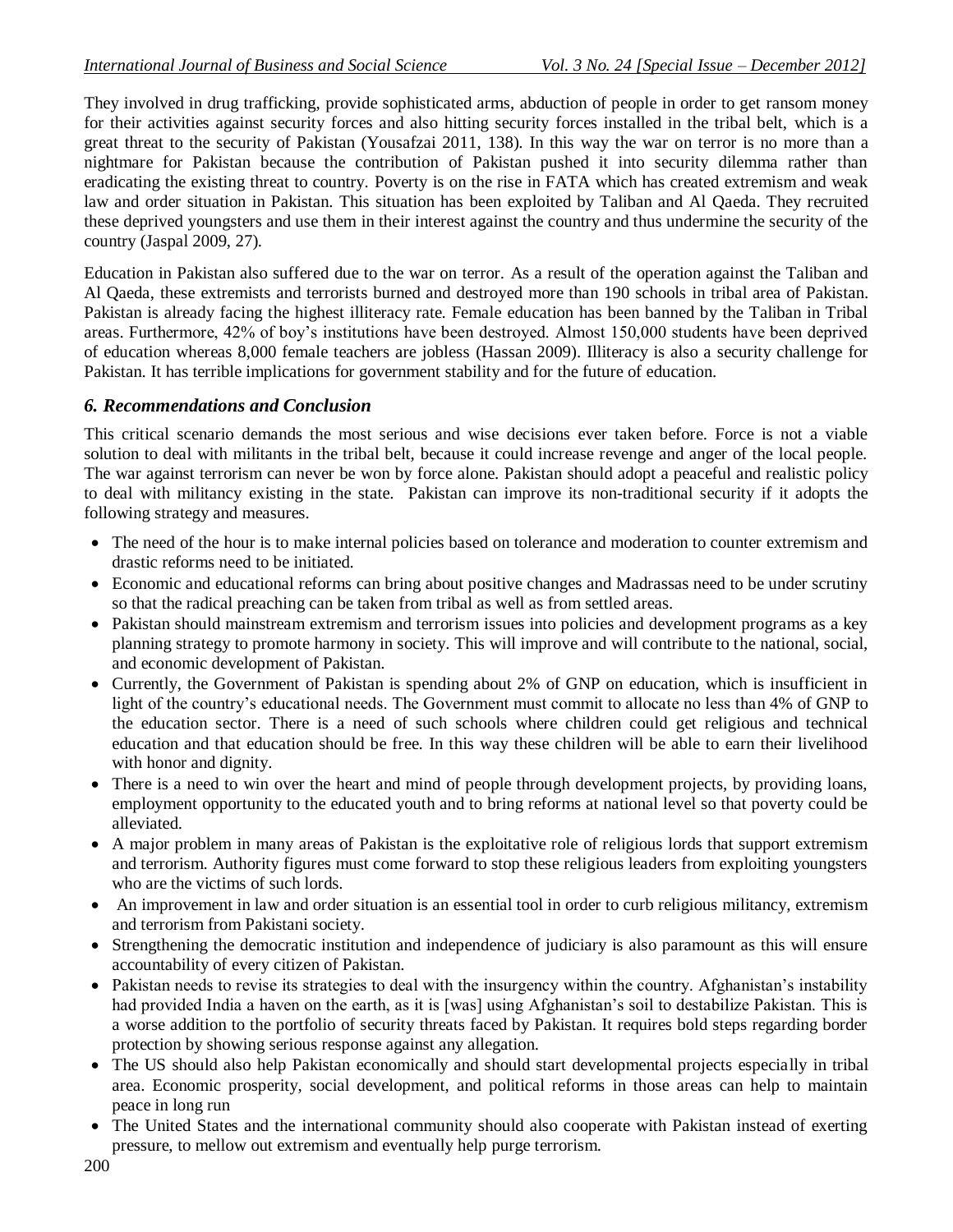They involved in drug trafficking, provide sophisticated arms, abduction of people in order to get ransom money for their activities against security forces and also hitting security forces installed in the tribal belt, which is a great threat to the security of Pakistan (Yousafzai 2011, 138). In this way the war on terror is no more than a nightmare for Pakistan because the contribution of Pakistan pushed it into security dilemma rather than eradicating the existing threat to country. Poverty is on the rise in FATA which has created extremism and weak law and order situation in Pakistan. This situation has been exploited by Taliban and Al Qaeda. They recruited these deprived youngsters and use them in their interest against the country and thus undermine the security of the country (Jaspal 2009, 27).

Education in Pakistan also suffered due to the war on terror. As a result of the operation against the Taliban and Al Qaeda, these extremists and terrorists burned and destroyed more than 190 schools in tribal area of Pakistan. Pakistan is already facing the highest illiteracy rate. Female education has been banned by the Taliban in Tribal areas. Furthermore, 42% of boy's institutions have been destroyed. Almost 150,000 students have been deprived of education whereas 8,000 female teachers are jobless (Hassan 2009). Illiteracy is also a security challenge for Pakistan. It has terrible implications for government stability and for the future of education.

## *6. Recommendations and Conclusion*

This critical scenario demands the most serious and wise decisions ever taken before. Force is not a viable solution to deal with militants in the tribal belt, because it could increase revenge and anger of the local people. The war against terrorism can never be won by force alone. Pakistan should adopt a peaceful and realistic policy to deal with militancy existing in the state. Pakistan can improve its non-traditional security if it adopts the following strategy and measures.

- The need of the hour is to make internal policies based on tolerance and moderation to counter extremism and drastic reforms need to be initiated.
- Economic and educational reforms can bring about positive changes and Madrassas need to be under scrutiny so that the radical preaching can be taken from tribal as well as from settled areas.
- Pakistan should mainstream extremism and terrorism issues into policies and development programs as a key planning strategy to promote harmony in society. This will improve and will contribute to the national, social, and economic development of Pakistan.
- Currently, the Government of Pakistan is spending about 2% of GNP on education, which is insufficient in light of the country's educational needs. The Government must commit to allocate no less than 4% of GNP to the education sector. There is a need of such schools where children could get religious and technical education and that education should be free. In this way these children will be able to earn their livelihood with honor and dignity.
- There is a need to win over the heart and mind of people through development projects, by providing loans, employment opportunity to the educated youth and to bring reforms at national level so that poverty could be alleviated.
- A major problem in many areas of Pakistan is the exploitative role of religious lords that support extremism and terrorism. Authority figures must come forward to stop these religious leaders from exploiting youngsters who are the victims of such lords.
- An improvement in law and order situation is an essential tool in order to curb religious militancy, extremism and terrorism from Pakistani society.
- Strengthening the democratic institution and independence of judiciary is also paramount as this will ensure accountability of every citizen of Pakistan.
- Pakistan needs to revise its strategies to deal with the insurgency within the country. Afghanistan's instability had provided India a haven on the earth, as it is [was] using Afghanistan's soil to destabilize Pakistan. This is a worse addition to the portfolio of security threats faced by Pakistan. It requires bold steps regarding border protection by showing serious response against any allegation.
- The US should also help Pakistan economically and should start developmental projects especially in tribal area. Economic prosperity, social development, and political reforms in those areas can help to maintain peace in long run
- The United States and the international community should also cooperate with Pakistan instead of exerting pressure, to mellow out extremism and eventually help purge terrorism.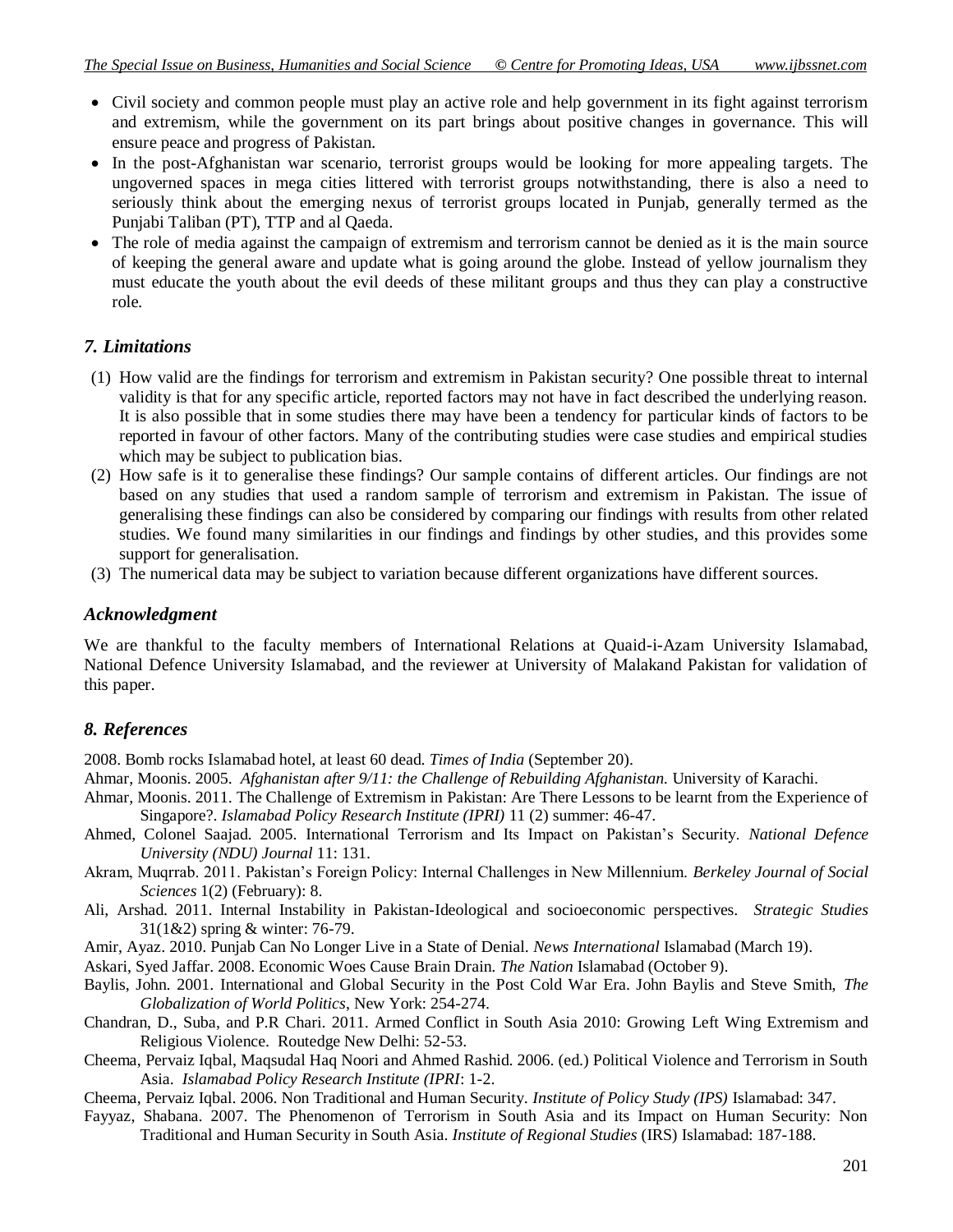- Civil society and common people must play an active role and help government in its fight against terrorism and extremism, while the government on its part brings about positive changes in governance. This will ensure peace and progress of Pakistan.
- In the post-Afghanistan war scenario, terrorist groups would be looking for more appealing targets. The ungoverned spaces in mega cities littered with terrorist groups notwithstanding, there is also a need to seriously think about the emerging nexus of terrorist groups located in Punjab, generally termed as the Punjabi Taliban (PT), TTP and al Qaeda.
- The role of media against the campaign of extremism and terrorism cannot be denied as it is the main source of keeping the general aware and update what is going around the globe. Instead of yellow journalism they must educate the youth about the evil deeds of these militant groups and thus they can play a constructive role.

## *7. Limitations*

(1) How valid are the findings for terrorism and extremism in Pakistan security? One possible threat to internal validity is that for any specific article, reported factors may not have in fact described the underlying reason. It is also possible that in some studies there may have been a tendency for particular kinds of factors to be reported in favour of other factors. Many of the contributing studies were case studies and empirical studies which may be subject to publication bias.

(2) How safe is it to generalise these findings? Our sample contains of different articles. Our findings are not based on any studies that used a random sample of terrorism and extremism in Pakistan. The issue of generalising these findings can also be considered by comparing our findings with results from other related studies. We found many similarities in our findings and findings by other studies, and this provides some support for generalisation.

(3) The numerical data may be subject to variation because different organizations have different sources.

## *Acknowledgment*

We are thankful to the faculty members of International Relations at Quaid-i-Azam University Islamabad, National Defence University Islamabad, and the reviewer at University of Malakand Pakistan for validation of this paper.

## *8. References*

2008. Bomb rocks Islamabad hotel, at least 60 dead. *Times of India* (September 20).

Ahmar, Moonis. 2005. *Afghanistan after 9/11: the Challenge of Rebuilding Afghanistan.* University of Karachi.

Ahmar, Moonis. 2011. The Challenge of Extremism in Pakistan: Are There Lessons to be learnt from the Experience of Singapore?. *Islamabad Policy Research Institute (IPRI)* 11 (2) summer: 46-47.

Ahmed, Colonel Saajad. 2005. International Terrorism and Its Impact on Pakistan's Security. *National Defence University (NDU) Journal* 11: 131.

Akram, Muqrrab. 2011. Pakistan's Foreign Policy: Internal Challenges in New Millennium. *Berkeley Journal of Social Sciences* 1(2) (February): 8.

Ali, Arshad. 2011. Internal Instability in Pakistan-Ideological and socioeconomic perspectives. *Strategic Studies* 31(1&2) spring & winter: 76-79.

Amir, Ayaz. 2010. Punjab Can No Longer Live in a State of Denial. *News International* Islamabad (March 19).

Askari, Syed Jaffar. 2008. Economic Woes Cause Brain Drain. *The Nation* Islamabad (October 9).

Baylis, John. 2001. International and Global Security in the Post Cold War Era. John Baylis and Steve Smith, *The Globalization of World Politics*, New York: 254-274.

Chandran, D., Suba, and P.R Chari. 2011. Armed Conflict in South Asia 2010: Growing Left Wing Extremism and Religious Violence. Routedge New Delhi: 52-53.

Cheema, Pervaiz Iqbal, Maqsudal Haq Noori and Ahmed Rashid. 2006. (ed.) Political Violence and Terrorism in South Asia. *Islamabad Policy Research Institute (IPRI*: 1-2.

Cheema, Pervaiz Iqbal. 2006. Non Traditional and Human Security. *Institute of Policy Study (IPS)* Islamabad: 347.

Fayyaz, Shabana. 2007. The Phenomenon of Terrorism in South Asia and its Impact on Human Security: Non Traditional and Human Security in South Asia. *Institute of Regional Studies* (IRS) Islamabad: 187-188.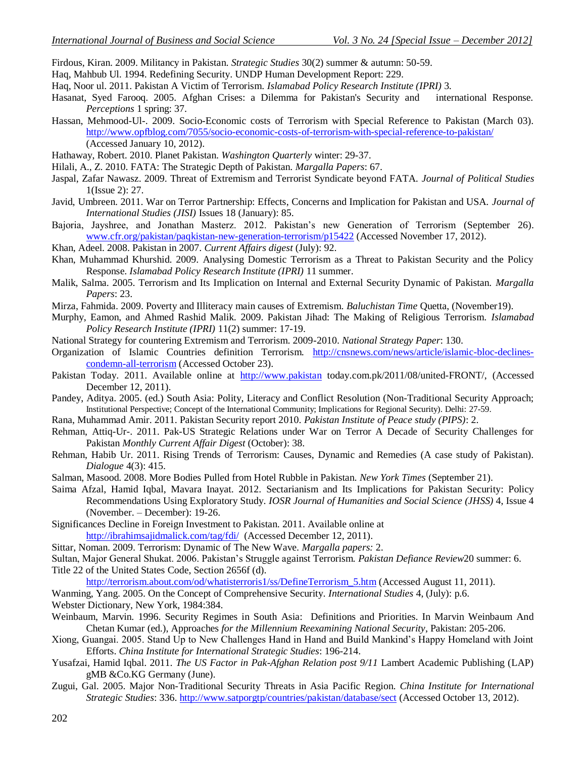Firdous, Kiran. 2009. Militancy in Pakistan. *Strategic Studies* 30(2) summer & autumn: 50-59.

Haq, Mahbub Ul. 1994. Redefining Security. UNDP Human Development Report: 229.

Haq, Noor ul. 2011. Pakistan A Victim of Terrorism. *Islamabad Policy Research Institute (IPRI)* 3.

Hasanat, Syed Farooq. 2005. Afghan Crises: a Dilemma for Pakistan's Security and international Response. *Perceptions* 1 spring: 37.

Hassan, Mehmood-Ul-. 2009. Socio-Economic costs of Terrorism with Special Reference to Pakistan (March 03). http://www.opfblog.com/7055/socio-economic-costs-of-terrorism-with-special-reference-to-pakistan/ (Accessed January 10, 2012).

Hathaway, Robert. 2010. Planet Pakistan. *Washington Quarterly* winter: 29-37.

Hilali, A., Z. 2010. FATA: The Strategic Depth of Pakistan. *Margalla Papers*: 67.

Jaspal, Zafar Nawasz. 2009. Threat of Extremism and Terrorist Syndicate beyond FATA. *Journal of Political Studies* 1(Issue 2): 27.

Javid, Umbreen. 2011. War on Terror Partnership: Effects, Concerns and Implication for Pakistan and USA. *Journal of International Studies (JISI)* Issues 18 (January): 85.

Bajoria, Jayshree, and Jonathan Masterz. 2012. Pakistan's new Generation of Terrorism (September 26). www.cfr.org/pakistan/paqkistan-new-generation-terrorism/p15422 (Accessed November 17, 2012).

Khan, Adeel. 2008. Pakistan in 2007. *Current Affairs digest* (July): 92.

Khan, Muhammad Khurshid. 2009. Analysing Domestic Terrorism as a Threat to Pakistan Security and the Policy Response. *Islamabad Policy Research Institute (IPRI)* 11 summer.

Malik, Salma. 2005. Terrorism and Its Implication on Internal and External Security Dynamic of Pakistan. *Margalla Papers*: 23.

Mirza, Fahmida. 2009. Poverty and Illiteracy main causes of Extremism. *Baluchistan Time* Quetta, (November19).

Murphy, Eamon, and Ahmed Rashid Malik. 2009. Pakistan Jihad: The Making of Religious Terrorism. *Islamabad Policy Research Institute (IPRI)* 11(2) summer: 17-19.

National Strategy for countering Extremism and Terrorism. 2009-2010. *National Strategy Paper*: 130.

Organization of Islamic Countries definition Terrorism. http://cnsnews.com/news/article/islamic-bloc-declines-condemn-all-terrorism (Accessed October 23).

Pakistan Today. 2011. Available online at http://www.pakistan today.com.pk/2011/08/united-FRONT/, (Accessed December 12, 2011).

Pandey, Aditya. 2005. (ed.) South Asia: Polity, Literacy and Conflict Resolution (Non-Traditional Security Approach; Institutional Perspective; Concept of the International Community; Implications for Regional Security). Delhi: 27-59.

Rana, Muhammad Amir. 2011. Pakistan Security report 2010. *Pakistan Institute of Peace study (PIPS)*: 2.

Rehman, Attiq-Ur-. 2011. Pak-US Strategic Relations under War on Terror A Decade of Security Challenges for Pakistan *Monthly Current Affair Digest* (October): 38.

Rehman, Habib Ur. 2011. Rising Trends of Terrorism: Causes, Dynamic and Remedies (A case study of Pakistan). *Dialogue* 4(3): 415.

Salman, Masood. 2008. More Bodies Pulled from Hotel Rubble in Pakistan. *New York Times* (September 21).

Saima Afzal, Hamid Iqbal, Mavara Inayat. 2012. Sectarianism and Its Implications for Pakistan Security: Policy Recommendations Using Exploratory Study. *IOSR Journal of Humanities and Social Science (JHSS)* 4, Issue 4 (November. – December): 19-26.

Significances Decline in Foreign Investment to Pakistan. 2011. Available online at http://ibrahimsajidmalick.com/tag/fdi/ (Accessed December 12, 2011).

Sittar, Noman. 2009. Terrorism: Dynamic of The New Wave. *Margalla papers:* 2.

Sultan, Major General Shukat. 2006. Pakistan's Struggle against Terrorism. *Pakistan Defiance Review*20 summer: 6.

Title 22 of the United States Code, Section 2656f (d). http://terrorism.about.com/od/whatisterroris1/ss/DefineTerrorism_5.htm (Accessed August 11, 2011).

Wanming, Yang. 2005. On the Concept of Comprehensive Security. *International Studies* 4, (July): p.6.

Webster Dictionary, New York, 1984:384.

Weinbaum, Marvin. 1996. Security Regimes in South Asia: Definitions and Priorities. In Marvin Weinbaum And Chetan Kumar (ed.), Approaches *for the Millennium Reexamining National Security*, Pakistan: 205-206.

Xiong, Guangai. 2005. Stand Up to New Challenges Hand in Hand and Build Mankind's Happy Homeland with Joint Efforts. *China Institute for International Strategic Studies*: 196-214.

Yusafzai, Hamid Iqbal. 2011. *The US Factor in Pak-Afghan Relation post 9/11* Lambert Academic Publishing (LAP) gMB &Co.KG Germany (June).

Zugui, Gal. 2005. Major Non-Traditional Security Threats in Asia Pacific Region. *China Institute for International Strategic Studies*: 336. http://www.satporgtp/countries/pakistan/database/sect (Accessed October 13, 2012).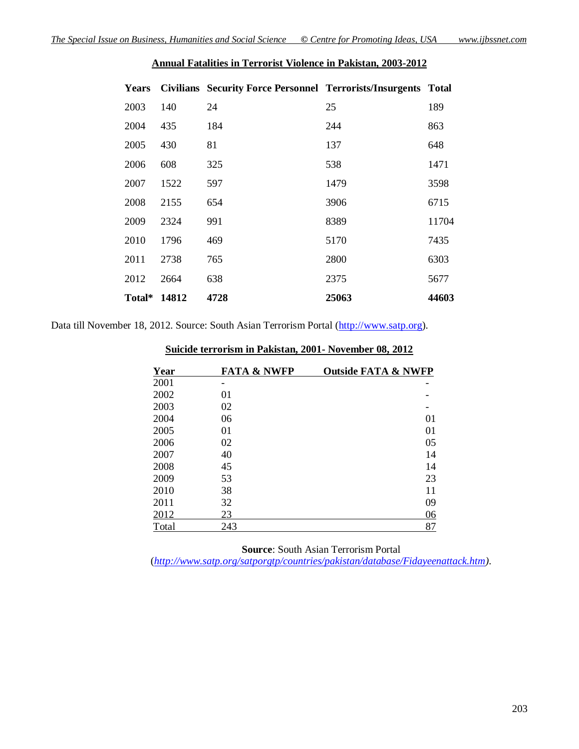**Annual Fatalities in Terrorist Violence in Pakistan, 2003-2012**

| Years | Civilians | Security Force Personnel | Terrorists/Insurgents | Total |
|---|---|---|---|---|
| 2003 | 140 | 24 | 25 | 189 |
| 2004 | 435 | 184 | 244 | 863 |
| 2005 | 430 | 81 | 137 | 648 |
| 2006 | 608 | 325 | 538 | 1471 |
| 2007 | 1522 | 597 | 1479 | 3598 |
| 2008 | 2155 | 654 | 3906 | 6715 |
| 2009 | 2324 | 991 | 8389 | 11704 |
| 2010 | 1796 | 469 | 5170 | 7435 |
| 2011 | 2738 | 765 | 2800 | 6303 |
| 2012 | 2664 | 638 | 2375 | 5677 |
| **Total*** | **14812** | **4728** | **25063** | **44603** |

Data till November 18, 2012. Source: South Asian Terrorism Portal (http://www.satp.org).

**Suicide terrorism in Pakistan, 2001- November 08, 2012**

| Year | FATA & NWFP | Outside FATA & NWFP |
|---|---|---|
| 2001 | - | - |
| 2002 | 01 | - |
| 2003 | 02 | - |
| 2004 | 06 | 01 |
| 2005 | 01 | 01 |
| 2006 | 02 | 05 |
| 2007 | 40 | 14 |
| 2008 | 45 | 14 |
| 2009 | 53 | 23 |
| 2010 | 38 | 11 |
| 2011 | 32 | 09 |
| 2012 | 23 | 06 |
| Total | 243 | 87 |

**Source**: South Asian Terrorism Portal (*http://www.satp.org/satporgtp/countries/pakistan/database/Fidayeenattack.htm*).